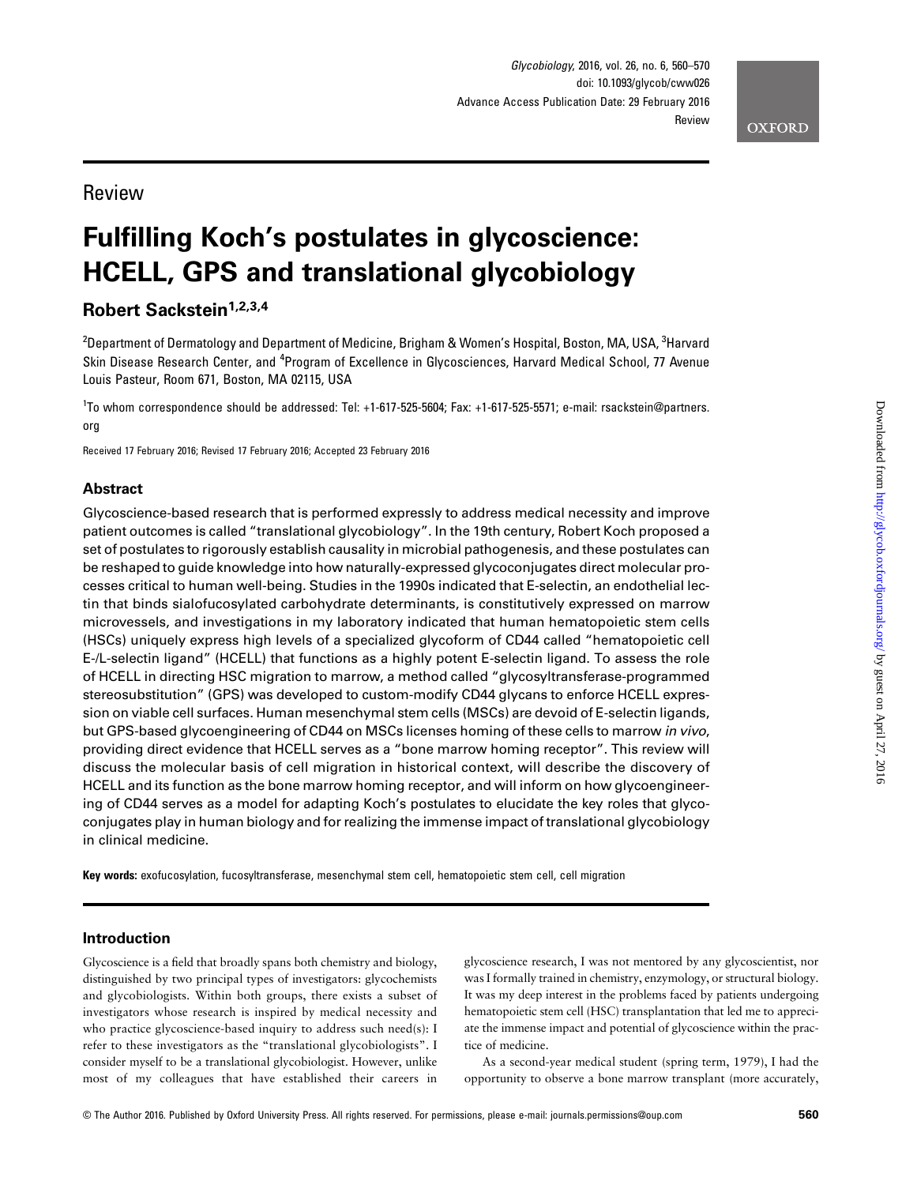Review

# Fulfilling Koch's postulates in glycoscience: HCELL, GPS and translational glycobiology

**Robert Sackstein**[1,2,3,4]

[2]Department of Dermatology and Department of Medicine, Brigham & Women's Hospital, Boston, MA, USA, [3]Harvard Skin Disease Research Center, and [4]Program of Excellence in Glycosciences, Harvard Medical School, 77 Avenue Louis Pasteur, Room 671, Boston, MA 02115, USA

[1]To whom correspondence should be addressed: Tel: +1-617-525-5604; Fax: +1-617-525-5571; e-mail: rsackstein@partners.org

Received 17 February 2016; Revised 17 February 2016; Accepted 23 February 2016

## Abstract

Glycoscience-based research that is performed expressly to address medical necessity and improve patient outcomes is called "translational glycobiology". In the 19th century, Robert Koch proposed a set of postulates to rigorously establish causality in microbial pathogenesis, and these postulates can be reshaped to guide knowledge into how naturally-expressed glycoconjugates direct molecular processes critical to human well-being. Studies in the 1990s indicated that E-selectin, an endothelial lectin that binds sialofucosylated carbohydrate determinants, is constitutively expressed on marrow microvessels, and investigations in my laboratory indicated that human hematopoietic stem cells (HSCs) uniquely express high levels of a specialized glycoform of CD44 called "hematopoietic cell E-/L-selectin ligand" (HCELL) that functions as a highly potent E-selectin ligand. To assess the role of HCELL in directing HSC migration to marrow, a method called "glycosyltransferase-programmed stereosubstitution" (GPS) was developed to custom-modify CD44 glycans to enforce HCELL expression on viable cell surfaces. Human mesenchymal stem cells (MSCs) are devoid of E-selectin ligands, but GPS-based glycoengineering of CD44 on MSCs licenses homing of these cells to marrow *in vivo*, providing direct evidence that HCELL serves as a "bone marrow homing receptor". This review will discuss the molecular basis of cell migration in historical context, will describe the discovery of HCELL and its function as the bone marrow homing receptor, and will inform on how glycoengineering of CD44 serves as a model for adapting Koch's postulates to elucidate the key roles that glycoconjugates play in human biology and for realizing the immense impact of translational glycobiology in clinical medicine.

**Key words:** exofucosylation, fucosyltransferase, mesenchymal stem cell, hematopoietic stem cell, cell migration

## Introduction

Glycoscience is a field that broadly spans both chemistry and biology, distinguished by two principal types of investigators: glycochemists and glycobiologists. Within both groups, there exists a subset of investigators whose research is inspired by medical necessity and who practice glycoscience-based inquiry to address such need(s): I refer to these investigators as the "translational glycobiologists". I consider myself to be a translational glycobiologist. However, unlike most of my colleagues that have established their careers in glycoscience research, I was not mentored by any glycoscientist, nor was I formally trained in chemistry, enzymology, or structural biology. It was my deep interest in the problems faced by patients undergoing hematopoietic stem cell (HSC) transplantation that led me to appreciate the immense impact and potential of glycoscience within the practice of medicine.

As a second-year medical student (spring term, 1979), I had the opportunity to observe a bone marrow transplant (more accurately,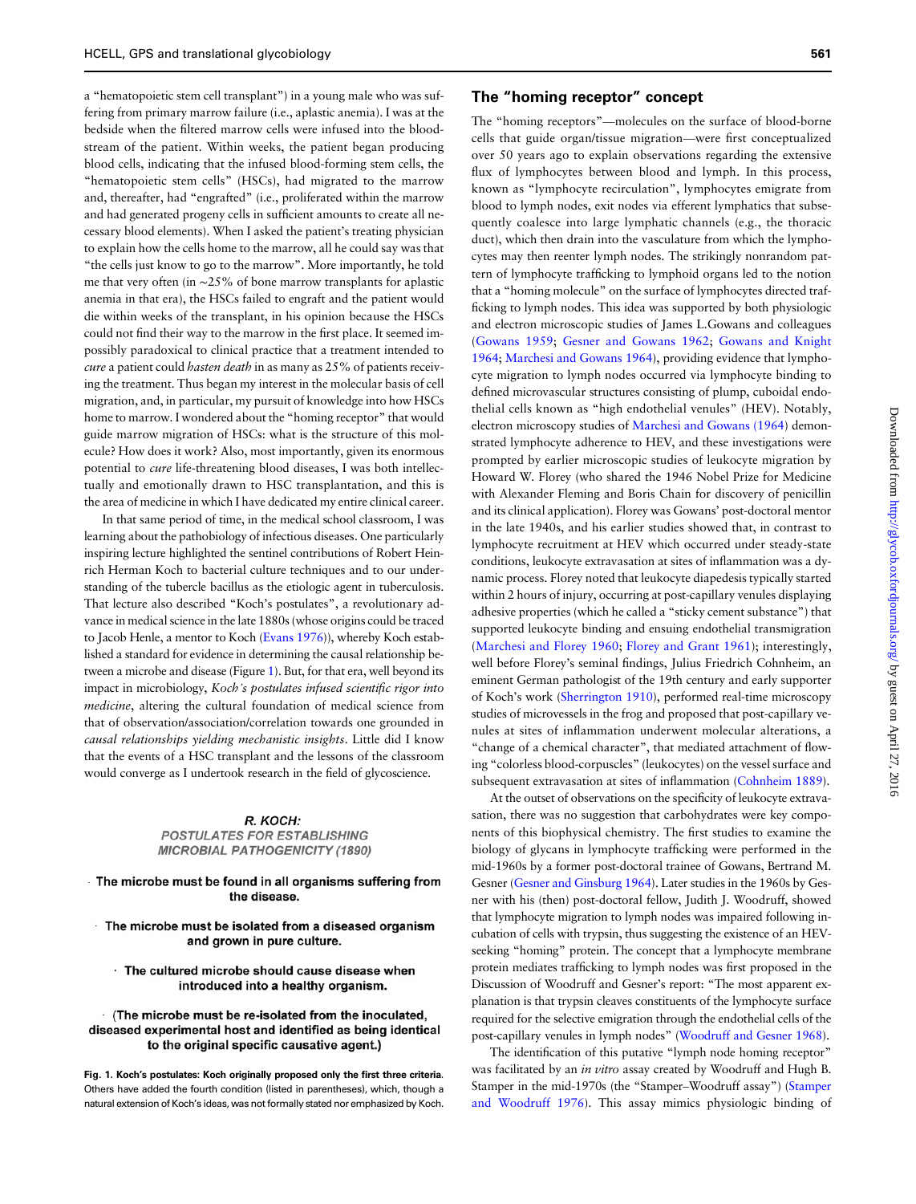a "hematopoietic stem cell transplant") in a young male who was suffering from primary marrow failure (i.e., aplastic anemia). I was at the bedside when the filtered marrow cells were infused into the bloodstream of the patient. Within weeks, the patient began producing blood cells, indicating that the infused blood-forming stem cells, the "hematopoietic stem cells" (HSCs), had migrated to the marrow and, thereafter, had "engrafted" (i.e., proliferated within the marrow and had generated progeny cells in sufficient amounts to create all necessary blood elements). When I asked the patient's treating physician to explain how the cells home to the marrow, all he could say was that "the cells just know to go to the marrow". More importantly, he told me that very often (in ∼25% of bone marrow transplants for aplastic anemia in that era), the HSCs failed to engraft and the patient would die within weeks of the transplant, in his opinion because the HSCs could not find their way to the marrow in the first place. It seemed impossibly paradoxical to clinical practice that a treatment intended to *cure* a patient could *hasten death* in as many as 25% of patients receiving the treatment. Thus began my interest in the molecular basis of cell migration, and, in particular, my pursuit of knowledge into how HSCs home to marrow. I wondered about the "homing receptor" that would guide marrow migration of HSCs: what is the structure of this molecule? How does it work? Also, most importantly, given its enormous potential to *cure* life-threatening blood diseases, I was both intellectually and emotionally drawn to HSC transplantation, and this is the area of medicine in which I have dedicated my entire clinical career.

In that same period of time, in the medical school classroom, I was learning about the pathobiology of infectious diseases. One particularly inspiring lecture highlighted the sentinel contributions of Robert Heinrich Herman Koch to bacterial culture techniques and to our understanding of the tubercle bacillus as the etiologic agent in tuberculosis. That lecture also described "Koch's postulates", a revolutionary advance in medical science in the late 1880s (whose origins could be traced to Jacob Henle, a mentor to Koch (Evans 1976)), whereby Koch established a standard for evidence in determining the causal relationship between a microbe and disease (Figure 1). But, for that era, well beyond its impact in microbiology, *Koch's postulates infused scientific rigor into medicine*, altering the cultural foundation of medical science from that of observation/association/correlation towards one grounded in *causal relationships yielding mechanistic insights*. Little did I know that the events of a HSC transplant and the lessons of the classroom would converge as I undertook research in the field of glycoscience.

**R. KOCH:**
**POSTULATES FOR ESTABLISHING MICROBIAL PATHOGENICITY (1890)**

- **The microbe must be found in all organisms suffering from the disease.**
- **The microbe must be isolated from a diseased organism and grown in pure culture.**
- **The cultured microbe should cause disease when introduced into a healthy organism.**
- **(The microbe must be re-isolated from the inoculated, diseased experimental host and identified as being identical to the original specific causative agent.)**

**Fig. 1. Koch's postulates: Koch originally proposed only the first three criteria**. Others have added the fourth condition (listed in parentheses), which, though a natural extension of Koch's ideas, was not formally stated nor emphasized by Koch.

## The "homing receptor" concept

The "homing receptors"—molecules on the surface of blood-borne cells that guide organ/tissue migration—were first conceptualized over 50 years ago to explain observations regarding the extensive flux of lymphocytes between blood and lymph. In this process, known as "lymphocyte recirculation", lymphocytes emigrate from blood to lymph nodes, exit nodes via efferent lymphatics that subsequently coalesce into large lymphatic channels (e.g., the thoracic duct), which then drain into the vasculature from which the lymphocytes may then reenter lymph nodes. The strikingly nonrandom pattern of lymphocyte trafficking to lymphoid organs led to the notion that a "homing molecule" on the surface of lymphocytes directed trafficking to lymph nodes. This idea was supported by both physiologic and electron microscopic studies of James L.Gowans and colleagues (Gowans 1959; Gesner and Gowans 1962; Gowans and Knight 1964; Marchesi and Gowans 1964), providing evidence that lymphocyte migration to lymph nodes occurred via lymphocyte binding to defined microvascular structures consisting of plump, cuboidal endothelial cells known as "high endothelial venules" (HEV). Notably, electron microscopy studies of Marchesi and Gowans (1964) demonstrated lymphocyte adherence to HEV, and these investigations were prompted by earlier microscopic studies of leukocyte migration by Howard W. Florey (who shared the 1946 Nobel Prize for Medicine with Alexander Fleming and Boris Chain for discovery of penicillin and its clinical application). Florey was Gowans' post-doctoral mentor in the late 1940s, and his earlier studies showed that, in contrast to lymphocyte recruitment at HEV which occurred under steady-state conditions, leukocyte extravasation at sites of inflammation was a dynamic process. Florey noted that leukocyte diapedesis typically started within 2 hours of injury, occurring at post-capillary venules displaying adhesive properties (which he called a "sticky cement substance") that supported leukocyte binding and ensuing endothelial transmigration (Marchesi and Florey 1960; Florey and Grant 1961); interestingly, well before Florey's seminal findings, Julius Friedrich Cohnheim, an eminent German pathologist of the 19th century and early supporter of Koch's work (Sherrington 1910), performed real-time microscopy studies of microvessels in the frog and proposed that post-capillary venules at sites of inflammation underwent molecular alterations, a "change of a chemical character", that mediated attachment of flowing "colorless blood-corpuscles" (leukocytes) on the vessel surface and subsequent extravasation at sites of inflammation (Cohnheim 1889).

At the outset of observations on the specificity of leukocyte extravasation, there was no suggestion that carbohydrates were key components of this biophysical chemistry. The first studies to examine the biology of glycans in lymphocyte trafficking were performed in the mid-1960s by a former post-doctoral trainee of Gowans, Bertrand M. Gesner (Gesner and Ginsburg 1964). Later studies in the 1960s by Gesner with his (then) post-doctoral fellow, Judith J. Woodruff, showed that lymphocyte migration to lymph nodes was impaired following incubation of cells with trypsin, thus suggesting the existence of an HEV-seeking "homing" protein. The concept that a lymphocyte membrane protein mediates trafficking to lymph nodes was first proposed in the Discussion of Woodruff and Gesner's report: "The most apparent explanation is that trypsin cleaves constituents of the lymphocyte surface required for the selective emigration through the endothelial cells of the post-capillary venules in lymph nodes" (Woodruff and Gesner 1968).

The identification of this putative "lymph node homing receptor" was facilitated by an *in vitro* assay created by Woodruff and Hugh B. Stamper in the mid-1970s (the "Stamper–Woodruff assay") (Stamper and Woodruff 1976). This assay mimics physiologic binding of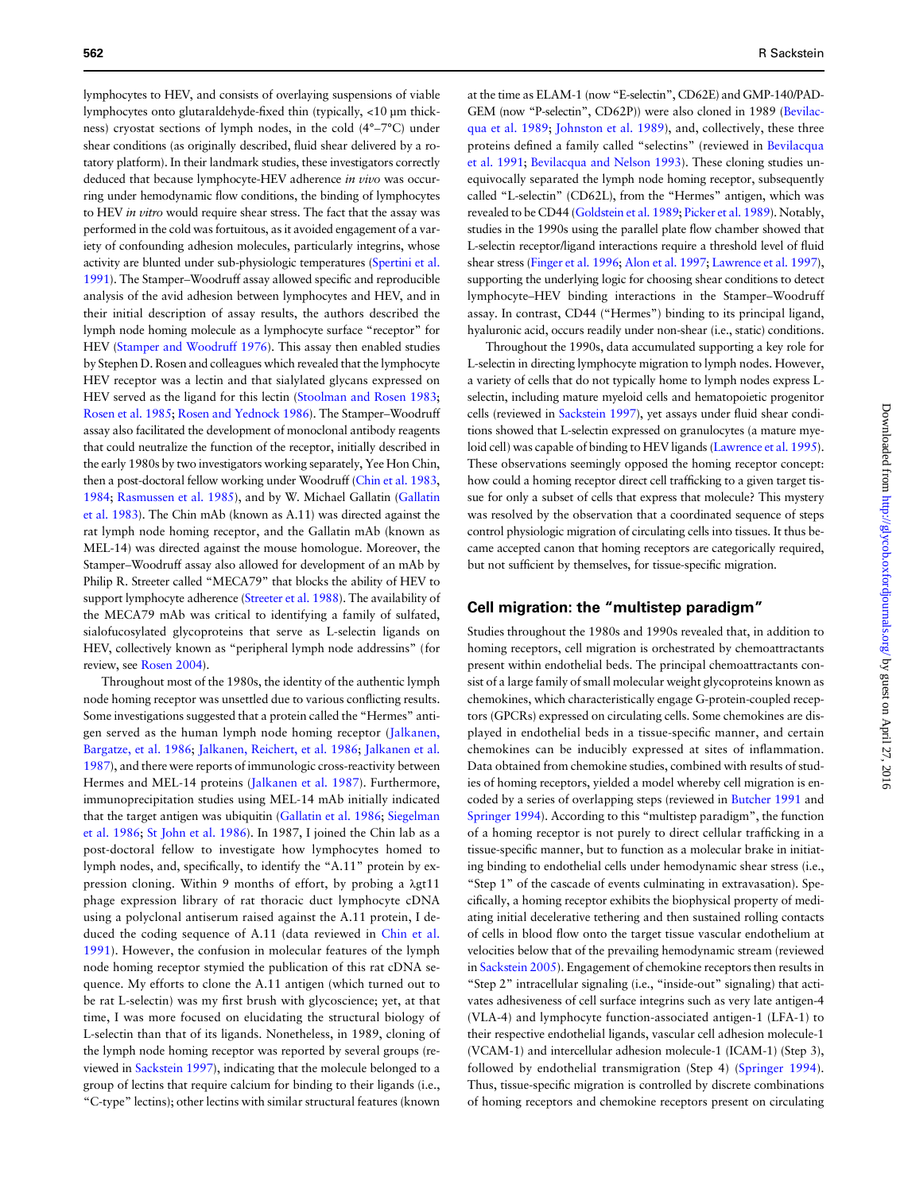lymphocytes to HEV, and consists of overlaying suspensions of viable lymphocytes onto glutaraldehyde-fixed thin (typically, <10 µm thickness) cryostat sections of lymph nodes, in the cold (4°–7°C) under shear conditions (as originally described, fluid shear delivered by a rotatory platform). In their landmark studies, these investigators correctly deduced that because lymphocyte-HEV adherence *in vivo* was occurring under hemodynamic flow conditions, the binding of lymphocytes to HEV *in vitro* would require shear stress. The fact that the assay was performed in the cold was fortuitous, as it avoided engagement of a variety of confounding adhesion molecules, particularly integrins, whose activity are blunted under sub-physiologic temperatures (Spertini et al. 1991). The Stamper–Woodruff assay allowed specific and reproducible analysis of the avid adhesion between lymphocytes and HEV, and in their initial description of assay results, the authors described the lymph node homing molecule as a lymphocyte surface "receptor" for HEV (Stamper and Woodruff 1976). This assay then enabled studies by Stephen D. Rosen and colleagues which revealed that the lymphocyte HEV receptor was a lectin and that sialylated glycans expressed on HEV served as the ligand for this lectin (Stoolman and Rosen 1983; Rosen et al. 1985; Rosen and Yednock 1986). The Stamper–Woodruff assay also facilitated the development of monoclonal antibody reagents that could neutralize the function of the receptor, initially described in the early 1980s by two investigators working separately, Yee Hon Chin, then a post-doctoral fellow working under Woodruff (Chin et al. 1983, 1984; Rasmussen et al. 1985), and by W. Michael Gallatin (Gallatin et al. 1983). The Chin mAb (known as A.11) was directed against the rat lymph node homing receptor, and the Gallatin mAb (known as MEL-14) was directed against the mouse homologue. Moreover, the Stamper–Woodruff assay also allowed for development of an mAb by Philip R. Streeter called "MECA79" that blocks the ability of HEV to support lymphocyte adherence (Streeter et al. 1988). The availability of the MECA79 mAb was critical to identifying a family of sulfated, sialofucosylated glycoproteins that serve as L-selectin ligands on HEV, collectively known as "peripheral lymph node addressins" (for review, see Rosen 2004).

Throughout most of the 1980s, the identity of the authentic lymph node homing receptor was unsettled due to various conflicting results. Some investigations suggested that a protein called the "Hermes" antigen served as the human lymph node homing receptor (Jalkanen, Bargatze, et al. 1986; Jalkanen, Reichert, et al. 1986; Jalkanen et al. 1987), and there were reports of immunologic cross-reactivity between Hermes and MEL-14 proteins (Jalkanen et al. 1987). Furthermore, immunoprecipitation studies using MEL-14 mAb initially indicated that the target antigen was ubiquitin (Gallatin et al. 1986; Siegelman et al. 1986; St John et al. 1986). In 1987, I joined the Chin lab as a post-doctoral fellow to investigate how lymphocytes homed to lymph nodes, and, specifically, to identify the "A.11" protein by expression cloning. Within 9 months of effort, by probing a λgt11 phage expression library of rat thoracic duct lymphocyte cDNA using a polyclonal antiserum raised against the A.11 protein, I deduced the coding sequence of A.11 (data reviewed in Chin et al. 1991). However, the confusion in molecular features of the lymph node homing receptor stymied the publication of this rat cDNA sequence. My efforts to clone the A.11 antigen (which turned out to be rat L-selectin) was my first brush with glycoscience; yet, at that time, I was more focused on elucidating the structural biology of L-selectin than that of its ligands. Nonetheless, in 1989, cloning of the lymph node homing receptor was reported by several groups (reviewed in Sackstein 1997), indicating that the molecule belonged to a group of lectins that require calcium for binding to their ligands (i.e., "C-type" lectins); other lectins with similar structural features (known at the time as ELAM-1 (now "E-selectin", CD62E) and GMP-140/PADGEM (now "P-selectin", CD62P)) were also cloned in 1989 (Bevilacqua et al. 1989; Johnston et al. 1989), and, collectively, these three proteins defined a family called "selectins" (reviewed in Bevilacqua et al. 1991; Bevilacqua and Nelson 1993). These cloning studies unequivocally separated the lymph node homing receptor, subsequently called "L-selectin" (CD62L), from the "Hermes" antigen, which was revealed to be CD44 (Goldstein et al. 1989; Picker et al. 1989). Notably, studies in the 1990s using the parallel plate flow chamber showed that L-selectin receptor/ligand interactions require a threshold level of fluid shear stress (Finger et al. 1996; Alon et al. 1997; Lawrence et al. 1997), supporting the underlying logic for choosing shear conditions to detect lymphocyte–HEV binding interactions in the Stamper–Woodruff assay. In contrast, CD44 ("Hermes") binding to its principal ligand, hyaluronic acid, occurs readily under non-shear (i.e., static) conditions.

Throughout the 1990s, data accumulated supporting a key role for L-selectin in directing lymphocyte migration to lymph nodes. However, a variety of cells that do not typically home to lymph nodes express L-selectin, including mature myeloid cells and hematopoietic progenitor cells (reviewed in Sackstein 1997), yet assays under fluid shear conditions showed that L-selectin expressed on granulocytes (a mature myeloid cell) was capable of binding to HEV ligands (Lawrence et al. 1995). These observations seemingly opposed the homing receptor concept: how could a homing receptor direct cell trafficking to a given target tissue for only a subset of cells that express that molecule? This mystery was resolved by the observation that a coordinated sequence of steps control physiologic migration of circulating cells into tissues. It thus became accepted canon that homing receptors are categorically required, but not sufficient by themselves, for tissue-specific migration.

## Cell migration: the "multistep paradigm"

Studies throughout the 1980s and 1990s revealed that, in addition to homing receptors, cell migration is orchestrated by chemoattractants present within endothelial beds. The principal chemoattractants consist of a large family of small molecular weight glycoproteins known as chemokines, which characteristically engage G-protein-coupled receptors (GPCRs) expressed on circulating cells. Some chemokines are displayed in endothelial beds in a tissue-specific manner, and certain chemokines can be inducibly expressed at sites of inflammation. Data obtained from chemokine studies, combined with results of studies of homing receptors, yielded a model whereby cell migration is encoded by a series of overlapping steps (reviewed in Butcher 1991 and Springer 1994). According to this "multistep paradigm", the function of a homing receptor is not purely to direct cellular trafficking in a tissue-specific manner, but to function as a molecular brake in initiating binding to endothelial cells under hemodynamic shear stress (i.e., "Step 1" of the cascade of events culminating in extravasation). Specifically, a homing receptor exhibits the biophysical property of mediating initial decelerative tethering and then sustained rolling contacts of cells in blood flow onto the target tissue vascular endothelium at velocities below that of the prevailing hemodynamic stream (reviewed in Sackstein 2005). Engagement of chemokine receptors then results in "Step 2" intracellular signaling (i.e., "inside-out" signaling) that activates adhesiveness of cell surface integrins such as very late antigen-4 (VLA-4) and lymphocyte function-associated antigen-1 (LFA-1) to their respective endothelial ligands, vascular cell adhesion molecule-1 (VCAM-1) and intercellular adhesion molecule-1 (ICAM-1) (Step 3), followed by endothelial transmigration (Step 4) (Springer 1994). Thus, tissue-specific migration is controlled by discrete combinations of homing receptors and chemokine receptors present on circulating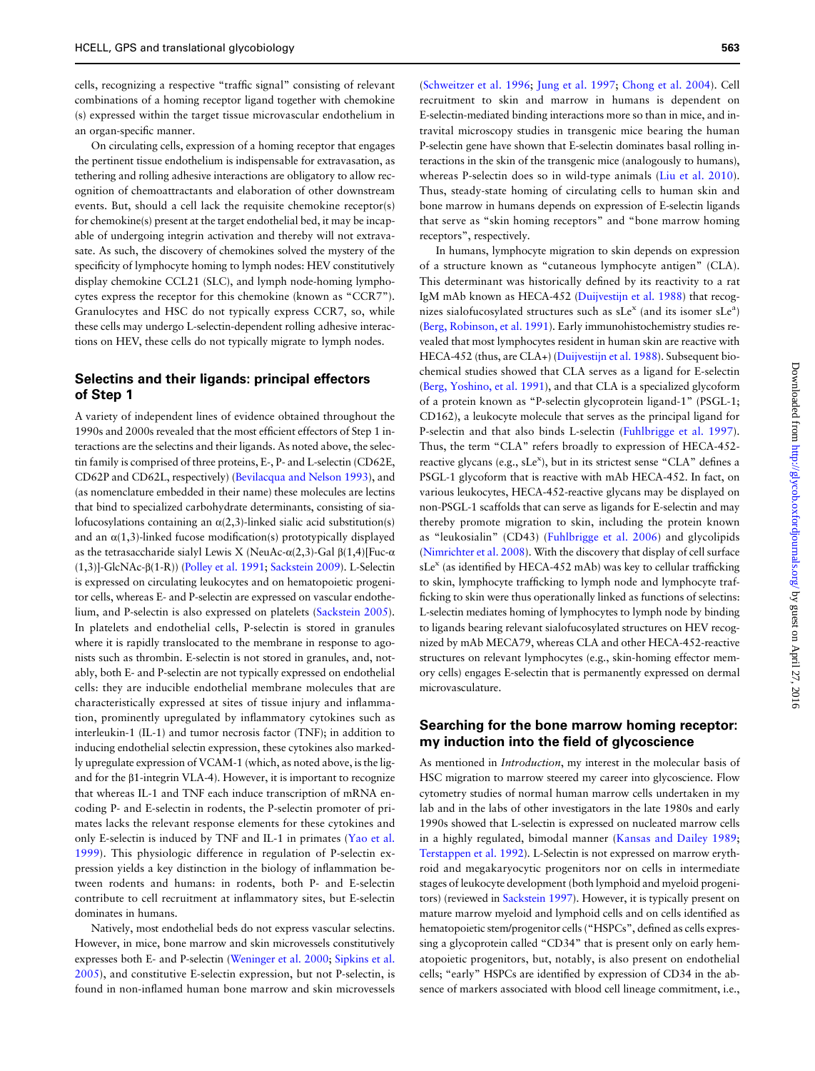cells, recognizing a respective "traffic signal" consisting of relevant combinations of a homing receptor ligand together with chemokine (s) expressed within the target tissue microvascular endothelium in an organ-specific manner.

On circulating cells, expression of a homing receptor that engages the pertinent tissue endothelium is indispensable for extravasation, as tethering and rolling adhesive interactions are obligatory to allow recognition of chemoattractants and elaboration of other downstream events. But, should a cell lack the requisite chemokine receptor(s) for chemokine(s) present at the target endothelial bed, it may be incapable of undergoing integrin activation and thereby will not extravasate. As such, the discovery of chemokines solved the mystery of the specificity of lymphocyte homing to lymph nodes: HEV constitutively display chemokine CCL21 (SLC), and lymph node-homing lymphocytes express the receptor for this chemokine (known as "CCR7"). Granulocytes and HSC do not typically express CCR7, so, while these cells may undergo L-selectin-dependent rolling adhesive interactions on HEV, these cells do not typically migrate to lymph nodes.

## Selectins and their ligands: principal effectors of Step 1

A variety of independent lines of evidence obtained throughout the 1990s and 2000s revealed that the most efficient effectors of Step 1 interactions are the selectins and their ligands. As noted above, the selectin family is comprised of three proteins, E-, P- and L-selectin (CD62E, CD62P and CD62L, respectively) (Bevilacqua and Nelson 1993), and (as nomenclature embedded in their name) these molecules are lectins that bind to specialized carbohydrate determinants, consisting of sialofucosylations containing an α(2,3)-linked sialic acid substitution(s) and an α(1,3)-linked fucose modification(s) prototypically displayed as the tetrasaccharide sialyl Lewis X (NeuAc-α(2,3)-Gal β(1,4)[Fuc-α(1,3)]-GlcNAc-β(1-R)) (Polley et al. 1991; Sackstein 2009). L-Selectin is expressed on circulating leukocytes and on hematopoietic progenitor cells, whereas E- and P-selectin are expressed on vascular endothelium, and P-selectin is also expressed on platelets (Sackstein 2005). In platelets and endothelial cells, P-selectin is stored in granules where it is rapidly translocated to the membrane in response to agonists such as thrombin. E-selectin is not stored in granules, and, notably, both E- and P-selectin are not typically expressed on endothelial cells: they are inducible endothelial membrane molecules that are characteristically expressed at sites of tissue injury and inflammation, prominently upregulated by inflammatory cytokines such as interleukin-1 (IL-1) and tumor necrosis factor (TNF); in addition to inducing endothelial selectin expression, these cytokines also markedly upregulate expression of VCAM-1 (which, as noted above, is the ligand for the β1-integrin VLA-4). However, it is important to recognize that whereas IL-1 and TNF each induce transcription of mRNA encoding P- and E-selectin in rodents, the P-selectin promoter of primates lacks the relevant response elements for these cytokines and only E-selectin is induced by TNF and IL-1 in primates (Yao et al. 1999). This physiologic difference in regulation of P-selectin expression yields a key distinction in the biology of inflammation between rodents and humans: in rodents, both P- and E-selectin contribute to cell recruitment at inflammatory sites, but E-selectin dominates in humans.

Natively, most endothelial beds do not express vascular selectins. However, in mice, bone marrow and skin microvessels constitutively expresses both E- and P-selectin (Weninger et al. 2000; Sipkins et al. 2005), and constitutive E-selectin expression, but not P-selectin, is found in non-inflamed human bone marrow and skin microvessels (Schweitzer et al. 1996; Jung et al. 1997; Chong et al. 2004). Cell recruitment to skin and marrow in humans is dependent on E-selectin-mediated binding interactions more so than in mice, and intravital microscopy studies in transgenic mice bearing the human P-selectin gene have shown that E-selectin dominates basal rolling interactions in the skin of the transgenic mice (analogously to humans), whereas P-selectin does so in wild-type animals (Liu et al. 2010). Thus, steady-state homing of circulating cells to human skin and bone marrow in humans depends on expression of E-selectin ligands that serve as "skin homing receptors" and "bone marrow homing receptors", respectively.

In humans, lymphocyte migration to skin depends on expression of a structure known as "cutaneous lymphocyte antigen" (CLA). This determinant was historically defined by its reactivity to a rat IgM mAb known as HECA-452 (Duijvestijn et al. 1988) that recognizes sialofucosylated structures such as sLe$^x$ (and its isomer sLe$^a$) (Berg, Robinson, et al. 1991). Early immunohistochemistry studies revealed that most lymphocytes resident in human skin are reactive with HECA-452 (thus, are CLA+) (Duijvestijn et al. 1988). Subsequent biochemical studies showed that CLA serves as a ligand for E-selectin (Berg, Yoshino, et al. 1991), and that CLA is a specialized glycoform of a protein known as "P-selectin glycoprotein ligand-1" (PSGL-1; CD162), a leukocyte molecule that serves as the principal ligand for P-selectin and that also binds L-selectin (Fuhlbrigge et al. 1997). Thus, the term "CLA" refers broadly to expression of HECA-452-reactive glycans (e.g., sLe$^x$), but in its strictest sense "CLA" defines a PSGL-1 glycoform that is reactive with mAb HECA-452. In fact, on various leukocytes, HECA-452-reactive glycans may be displayed on non-PSGL-1 scaffolds that can serve as ligands for E-selectin and may thereby promote migration to skin, including the protein known as "leukosialin" (CD43) (Fuhlbrigge et al. 2006) and glycolipids (Nimrichter et al. 2008). With the discovery that display of cell surface sLe$^x$ (as identified by HECA-452 mAb) was key to cellular trafficking to skin, lymphocyte trafficking to lymph node and lymphocyte trafficking to skin were thus operationally linked as functions of selectins: L-selectin mediates homing of lymphocytes to lymph node by binding to ligands bearing relevant sialofucosylated structures on HEV recognized by mAb MECA79, whereas CLA and other HECA-452-reactive structures on relevant lymphocytes (e.g., skin-homing effector memory cells) engages E-selectin that is permanently expressed on dermal microvasculature.

## Searching for the bone marrow homing receptor: my induction into the field of glycoscience

As mentioned in *Introduction*, my interest in the molecular basis of HSC migration to marrow steered my career into glycoscience. Flow cytometry studies of normal human marrow cells undertaken in my lab and in the labs of other investigators in the late 1980s and early 1990s showed that L-selectin is expressed on nucleated marrow cells in a highly regulated, bimodal manner (Kansas and Dailey 1989; Terstappen et al. 1992). L-Selectin is not expressed on marrow erythroid and megakaryocytic progenitors nor on cells in intermediate stages of leukocyte development (both lymphoid and myeloid progenitors) (reviewed in Sackstein 1997). However, it is typically present on mature marrow myeloid and lymphoid cells and on cells identified as hematopoietic stem/progenitor cells ("HSPCs", defined as cells expressing a glycoprotein called "CD34" that is present only on early hematopoietic progenitors, but, notably, is also present on endothelial cells; "early" HSPCs are identified by expression of CD34 in the absence of markers associated with blood cell lineage commitment, i.e.,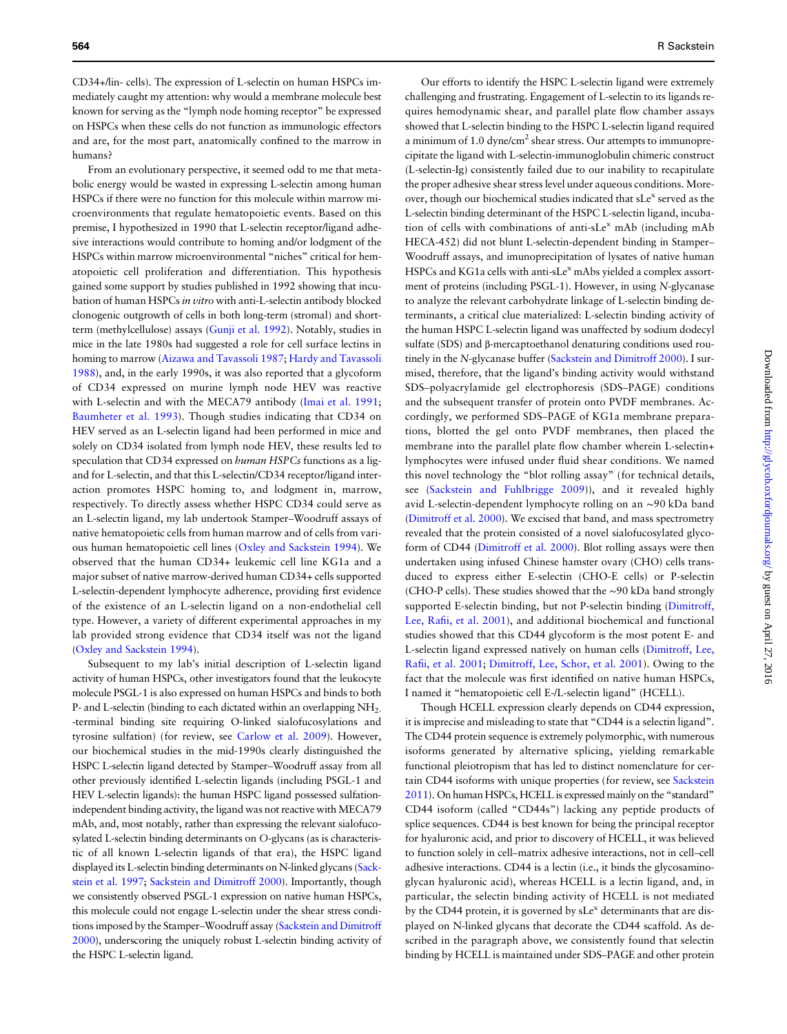CD34+/lin- cells). The expression of L-selectin on human HSPCs immediately caught my attention: why would a membrane molecule best known for serving as the "lymph node homing receptor" be expressed on HSPCs when these cells do not function as immunologic effectors and are, for the most part, anatomically confined to the marrow in humans?

From an evolutionary perspective, it seemed odd to me that metabolic energy would be wasted in expressing L-selectin among human HSPCs if there were no function for this molecule within marrow microenvironments that regulate hematopoietic events. Based on this premise, I hypothesized in 1990 that L-selectin receptor/ligand adhesive interactions would contribute to homing and/or lodgment of the HSPCs within marrow microenvironmental "niches" critical for hematopoietic cell proliferation and differentiation. This hypothesis gained some support by studies published in 1992 showing that incubation of human HSPCs *in vitro* with anti-L-selectin antibody blocked clonogenic outgrowth of cells in both long-term (stromal) and short-term (methylcellulose) assays (Gunji et al. 1992). Notably, studies in mice in the late 1980s had suggested a role for cell surface lectins in homing to marrow (Aizawa and Tavassoli 1987; Hardy and Tavassoli 1988), and, in the early 1990s, it was also reported that a glycoform of CD34 expressed on murine lymph node HEV was reactive with L-selectin and with the MECA79 antibody (Imai et al. 1991; Baumheter et al. 1993). Though studies indicating that CD34 on HEV served as an L-selectin ligand had been performed in mice and solely on CD34 isolated from lymph node HEV, these results led to speculation that CD34 expressed on *human HSPCs* functions as a ligand for L-selectin, and that this L-selectin/CD34 receptor/ligand interaction promotes HSPC homing to, and lodgment in, marrow, respectively. To directly assess whether HSPC CD34 could serve as an L-selectin ligand, my lab undertook Stamper–Woodruff assays of native hematopoietic cells from human marrow and of cells from various human hematopoietic cell lines (Oxley and Sackstein 1994). We observed that the human CD34+ leukemic cell line KG1a and a major subset of native marrow-derived human CD34+ cells supported L-selectin-dependent lymphocyte adherence, providing first evidence of the existence of an L-selectin ligand on a non-endothelial cell type. However, a variety of different experimental approaches in my lab provided strong evidence that CD34 itself was not the ligand (Oxley and Sackstein 1994).

Subsequent to my lab's initial description of L-selectin ligand activity of human HSPCs, other investigators found that the leukocyte molecule PSGL-1 is also expressed on human HSPCs and binds to both P- and L-selectin (binding to each dictated within an overlapping $NH_2$-terminal binding site requiring O-linked sialofucosylations and tyrosine sulfation) (for review, see Carlow et al. 2009). However, our biochemical studies in the mid-1990s clearly distinguished the HSPC L-selectin ligand detected by Stamper–Woodruff assay from all other previously identified L-selectin ligands (including PSGL-1 and HEV L-selectin ligands): the human HSPC ligand possessed sulfation-independent binding activity, the ligand was not reactive with MECA79 mAb, and, most notably, rather than expressing the relevant sialofucosylated L-selectin binding determinants on *O*-glycans (as is characteristic of all known L-selectin ligands of that era), the HSPC ligand displayed its L-selectin binding determinants on N-linked glycans (Sackstein et al. 1997; Sackstein and Dimitroff 2000). Importantly, though we consistently observed PSGL-1 expression on native human HSPCs, this molecule could not engage L-selectin under the shear stress conditions imposed by the Stamper–Woodruff assay (Sackstein and Dimitroff 2000), underscoring the uniquely robust L-selectin binding activity of the HSPC L-selectin ligand.

Our efforts to identify the HSPC L-selectin ligand were extremely challenging and frustrating. Engagement of L-selectin to its ligands requires hemodynamic shear, and parallel plate flow chamber assays showed that L-selectin binding to the HSPC L-selectin ligand required a minimum of 1.0 dyne/cm$^2$ shear stress. Our attempts to immunoprecipitate the ligand with L-selectin-immunoglobulin chimeric construct (L-selectin-Ig) consistently failed due to our inability to recapitulate the proper adhesive shear stress level under aqueous conditions. Moreover, though our biochemical studies indicated that sLe$^x$ served as the L-selectin binding determinant of the HSPC L-selectin ligand, incubation of cells with combinations of anti-sLe$^x$ mAb (including mAb HECA-452) did not blunt L-selectin-dependent binding in Stamper–Woodruff assays, and imunoprecipitation of lysates of native human HSPCs and KG1a cells with anti-sLe$^x$ mAbs yielded a complex assortment of proteins (including PSGL-1). However, in using *N*-glycanase to analyze the relevant carbohydrate linkage of L-selectin binding determinants, a critical clue materialized: L-selectin binding activity of the human HSPC L-selectin ligand was unaffected by sodium dodecyl sulfate (SDS) and β-mercaptoethanol denaturing conditions used routinely in the *N*-glycanase buffer (Sackstein and Dimitroff 2000). I surmised, therefore, that the ligand's binding activity would withstand SDS–polyacrylamide gel electrophoresis (SDS–PAGE) conditions and the subsequent transfer of protein onto PVDF membranes. Accordingly, we performed SDS–PAGE of KG1a membrane preparations, blotted the gel onto PVDF membranes, then placed the membrane into the parallel plate flow chamber wherein L-selectin+ lymphocytes were infused under fluid shear conditions. We named this novel technology the "blot rolling assay" (for technical details, see (Sackstein and Fuhlbrigge 2009)), and it revealed highly avid L-selectin-dependent lymphocyte rolling on an ∼90 kDa band (Dimitroff et al. 2000). We excised that band, and mass spectrometry revealed that the protein consisted of a novel sialofucosylated glycoform of CD44 (Dimitroff et al. 2000). Blot rolling assays were then undertaken using infused Chinese hamster ovary (CHO) cells transduced to express either E-selectin (CHO-E cells) or P-selectin (CHO-P cells). These studies showed that the ∼90 kDa band strongly supported E-selectin binding, but not P-selectin binding (Dimitroff, Lee, Rafii, et al. 2001), and additional biochemical and functional studies showed that this CD44 glycoform is the most potent E- and L-selectin ligand expressed natively on human cells (Dimitroff, Lee, Rafii, et al. 2001; Dimitroff, Lee, Schor, et al. 2001). Owing to the fact that the molecule was first identified on native human HSPCs, I named it "hematopoietic cell E-/L-selectin ligand" (HCELL).

Though HCELL expression clearly depends on CD44 expression, it is imprecise and misleading to state that "CD44 is a selectin ligand". The CD44 protein sequence is extremely polymorphic, with numerous isoforms generated by alternative splicing, yielding remarkable functional pleiotropism that has led to distinct nomenclature for certain CD44 isoforms with unique properties (for review, see Sackstein 2011). On human HSPCs, HCELL is expressed mainly on the "standard" CD44 isoform (called "CD44s") lacking any peptide products of splice sequences. CD44 is best known for being the principal receptor for hyaluronic acid, and prior to discovery of HCELL, it was believed to function solely in cell–matrix adhesive interactions, not in cell–cell adhesive interactions. CD44 is a lectin (i.e., it binds the glycosaminoglycan hyaluronic acid), whereas HCELL is a lectin ligand, and, in particular, the selectin binding activity of HCELL is not mediated by the CD44 protein, it is governed by sLe$^x$ determinants that are displayed on N-linked glycans that decorate the CD44 scaffold. As described in the paragraph above, we consistently found that selectin binding by HCELL is maintained under SDS–PAGE and other protein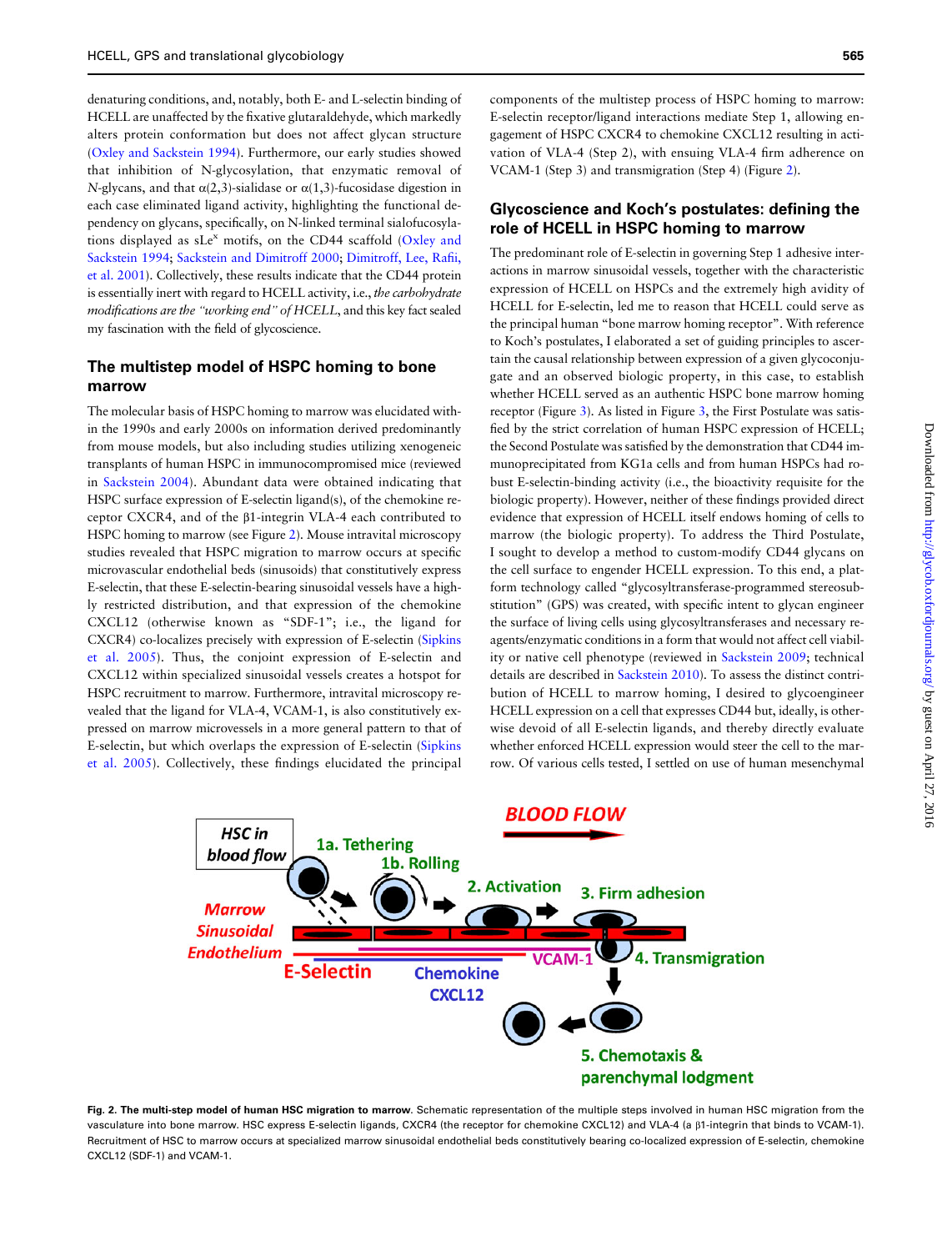denaturing conditions, and, notably, both E- and L-selectin binding of HCELL are unaffected by the fixative glutaraldehyde, which markedly alters protein conformation but does not affect glycan structure (Oxley and Sackstein 1994). Furthermore, our early studies showed that inhibition of N-glycosylation, that enzymatic removal of N-glycans, and that α(2,3)-sialidase or α(1,3)-fucosidase digestion in each case eliminated ligand activity, highlighting the functional dependency on glycans, specifically, on N-linked terminal sialofucosylations displayed as sLe$^x$ motifs, on the CD44 scaffold (Oxley and Sackstein 1994; Sackstein and Dimitroff 2000; Dimitroff, Lee, Rafii, et al. 2001). Collectively, these results indicate that the CD44 protein is essentially inert with regard to HCELL activity, i.e., *the carbohydrate modifications are the "working end" of HCELL*, and this key fact sealed my fascination with the field of glycoscience.

## The multistep model of HSPC homing to bone marrow

The molecular basis of HSPC homing to marrow was elucidated within the 1990s and early 2000s on information derived predominantly from mouse models, but also including studies utilizing xenogeneic transplants of human HSPC in immunocompromised mice (reviewed in Sackstein 2004). Abundant data were obtained indicating that HSPC surface expression of E-selectin ligand(s), of the chemokine receptor CXCR4, and of the β1-integrin VLA-4 each contributed to HSPC homing to marrow (see Figure 2). Mouse intravital microscopy studies revealed that HSPC migration to marrow occurs at specific microvascular endothelial beds (sinusoids) that constitutively express E-selectin, that these E-selectin-bearing sinusoidal vessels have a highly restricted distribution, and that expression of the chemokine CXCL12 (otherwise known as "SDF-1"; i.e., the ligand for CXCR4) co-localizes precisely with expression of E-selectin (Sipkins et al. 2005). Thus, the conjoint expression of E-selectin and CXCL12 within specialized sinusoidal vessels creates a hotspot for HSPC recruitment to marrow. Furthermore, intravital microscopy revealed that the ligand for VLA-4, VCAM-1, is also constitutively expressed on marrow microvessels in a more general pattern to that of E-selectin, but which overlaps the expression of E-selectin (Sipkins et al. 2005). Collectively, these findings elucidated the principal components of the multistep process of HSPC homing to marrow: E-selectin receptor/ligand interactions mediate Step 1, allowing engagement of HSPC CXCR4 to chemokine CXCL12 resulting in activation of VLA-4 (Step 2), with ensuing VLA-4 firm adherence on VCAM-1 (Step 3) and transmigration (Step 4) (Figure 2).

## Glycoscience and Koch's postulates: defining the role of HCELL in HSPC homing to marrow

The predominant role of E-selectin in governing Step 1 adhesive interactions in marrow sinusoidal vessels, together with the characteristic expression of HCELL on HSPCs and the extremely high avidity of HCELL for E-selectin, led me to reason that HCELL could serve as the principal human "bone marrow homing receptor". With reference to Koch's postulates, I elaborated a set of guiding principles to ascertain the causal relationship between expression of a given glycoconjugate and an observed biologic property, in this case, to establish whether HCELL served as an authentic HSPC bone marrow homing receptor (Figure 3). As listed in Figure 3, the First Postulate was satisfied by the strict correlation of human HSPC expression of HCELL; the Second Postulate was satisfied by the demonstration that CD44 immunoprecipitated from KG1a cells and from human HSPCs had robust E-selectin-binding activity (i.e., the bioactivity requisite for the biologic property). However, neither of these findings provided direct evidence that expression of HCELL itself endows homing of cells to marrow (the biologic property). To address the Third Postulate, I sought to develop a method to custom-modify CD44 glycans on the cell surface to engender HCELL expression. To this end, a platform technology called "glycosyltransferase-programmed stereosubstitution" (GPS) was created, with specific intent to glycan engineer the surface of living cells using glycosyltransferases and necessary reagents/enzymatic conditions in a form that would not affect cell viability or native cell phenotype (reviewed in Sackstein 2009; technical details are described in Sackstein 2010). To assess the distinct contribution of HCELL to marrow homing, I desired to glycoengineer HCELL expression on a cell that expresses CD44 but, ideally, is otherwise devoid of all E-selectin ligands, and thereby directly evaluate whether enforced HCELL expression would steer the cell to the marrow. Of various cells tested, I settled on use of human mesenchymal

**Fig. 2. The multi-step model of human HSC migration to marrow.** Schematic representation of the multiple steps involved in human HSC migration from the vasculature into bone marrow. HSC express E-selectin ligands, CXCR4 (the receptor for chemokine CXCL12) and VLA-4 (a β1-integrin that binds to VCAM-1). Recruitment of HSC to marrow occurs at specialized marrow sinusoidal endothelial beds constitutively bearing co-localized expression of E-selectin, chemokine CXCL12 (SDF-1) and VCAM-1.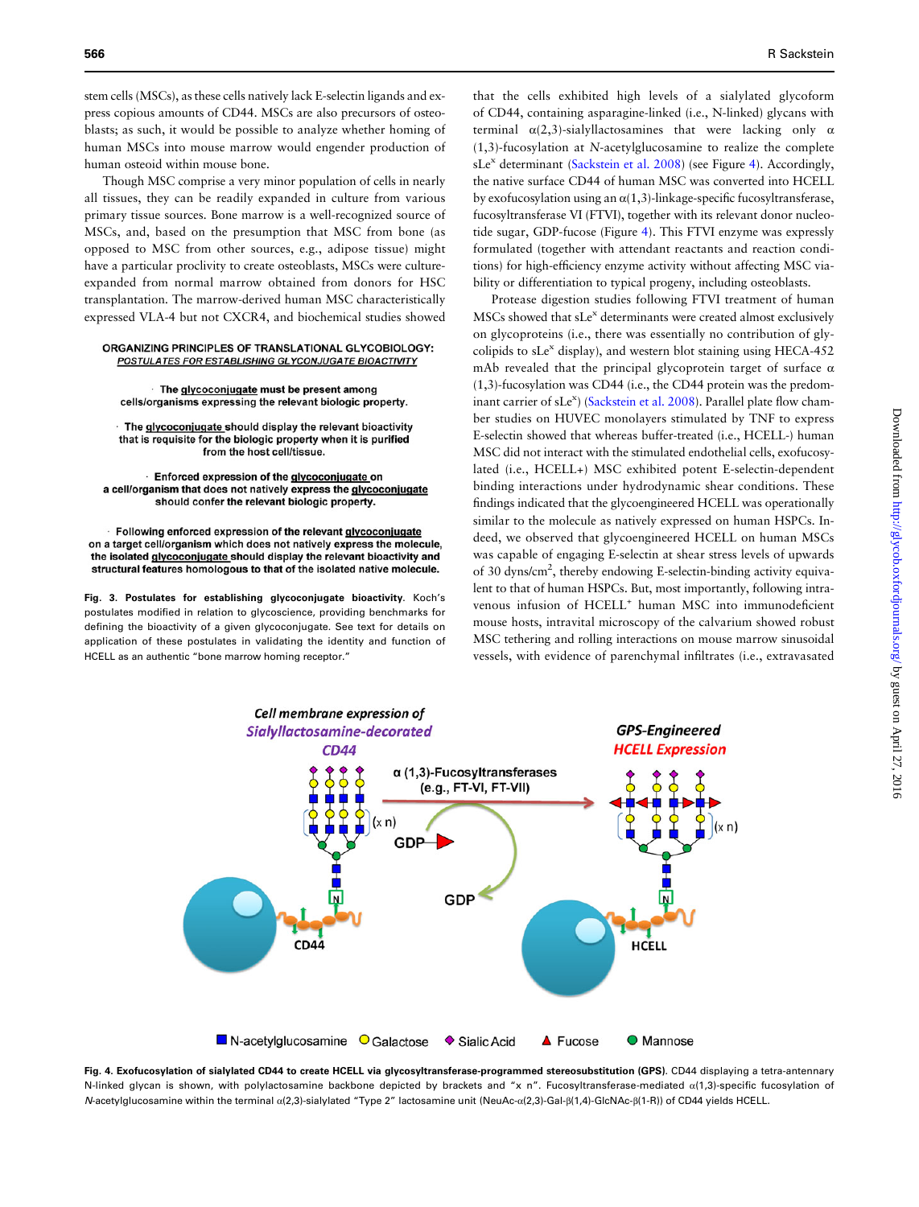stem cells (MSCs), as these cells natively lack E-selectin ligands and express copious amounts of CD44. MSCs are also precursors of osteoblasts; as such, it would be possible to analyze whether homing of human MSCs into mouse marrow would engender production of human osteoid within mouse bone.

Though MSC comprise a very minor population of cells in nearly all tissues, they can be readily expanded in culture from various primary tissue sources. Bone marrow is a well-recognized source of MSCs, and, based on the presumption that MSC from bone (as opposed to MSC from other sources, e.g., adipose tissue) might have a particular proclivity to create osteoblasts, MSCs were culture-expanded from normal marrow obtained from donors for HSC transplantation. The marrow-derived human MSC characteristically expressed VLA-4 but not CXCR4, and biochemical studies showed

**ORGANIZING PRINCIPLES OF TRANSLATIONAL GLYCOBIOLOGY:**
**POSTULATES FOR ESTABLISHING GLYCONJUGATE BIOACTIVITY**

· **The glycoconjugate must be present among cells/organisms expressing the relevant biologic property.**

· **The glycoconjugate should display the relevant bioactivity that is requisite for the biologic property when it is purified from the host cell/tissue.**

· **Enforced expression of the glycoconjugate on a cell/organism that does not natively express the glycoconjugate should confer the relevant biologic property.**

· **Following enforced expression of the relevant glycoconjugate on a target cell/organism which does not natively express the molecule, the isolated glycoconjugate should display the relevant bioactivity and structural features homologous to that of the isolated native molecule.**

**Fig. 3. Postulates for establishing glycoconjugate bioactivity**. Koch's postulates modified in relation to glycoscience, providing benchmarks for defining the bioactivity of a given glycoconjugate. See text for details on application of these postulates in validating the identity and function of HCELL as an authentic "bone marrow homing receptor."

that the cells exhibited high levels of a sialylated glycoform of CD44, containing asparagine-linked (i.e., N-linked) glycans with terminal α(2,3)-sialyllactosamines that were lacking only α(1,3)-fucosylation at N-acetylglucosamine to realize the complete sLe$^x$ determinant (Sackstein et al. 2008) (see Figure 4). Accordingly, the native surface CD44 of human MSC was converted into HCELL by exofucosylation using an α(1,3)-linkage-specific fucosyltransferase, fucosyltransferase VI (FTVI), together with its relevant donor nucleotide sugar, GDP-fucose (Figure 4). This FTVI enzyme was expressly formulated (together with attendant reactants and reaction conditions) for high-efficiency enzyme activity without affecting MSC viability or differentiation to typical progeny, including osteoblasts.

Protease digestion studies following FTVI treatment of human MSCs showed that sLe$^x$ determinants were created almost exclusively on glycoproteins (i.e., there was essentially no contribution of glycolipids to sLe$^x$ display), and western blot staining using HECA-452 mAb revealed that the principal glycoprotein target of surface α(1,3)-fucosylation was CD44 (i.e., the CD44 protein was the predominant carrier of sLe$^x$) (Sackstein et al. 2008). Parallel plate flow chamber studies on HUVEC monolayers stimulated by TNF to express E-selectin showed that whereas buffer-treated (i.e., HCELL-) human MSC did not interact with the stimulated endothelial cells, exofucosylated (i.e., HCELL+) MSC exhibited potent E-selectin-dependent binding interactions under hydrodynamic shear conditions. These findings indicated that the glycoengineered HCELL was operationally similar to the molecule as natively expressed on human HSPCs. Indeed, we observed that glycoengineered HCELL on human MSCs was capable of engaging E-selectin at shear stress levels of upwards of 30 dyns/cm$^2$, thereby endowing E-selectin-binding activity equivalent to that of human HSPCs. But, most importantly, following intravenous infusion of HCELL$^+$ human MSC into immunodeficient mouse hosts, intravital microscopy of the calvarium showed robust MSC tethering and rolling interactions on mouse marrow sinusoidal vessels, with evidence of parenchymal infiltrates (i.e., extravasated

**Fig. 4. Exofucosylation of sialylated CD44 to create HCELL via glycosyltransferase-programmed stereosubstitution (GPS)**. CD44 displaying a tetra-antennary N-linked glycan is shown, with polylactosamine backbone depicted by brackets and "x n". Fucosyltransferase-mediated α(1,3)-specific fucosylation of N-acetylglucosamine within the terminal α(2,3)-sialylated "Type 2" lactosamine unit (NeuAc-α(2,3)-Gal-β(1,4)-GlcNAc-β(1-R)) of CD44 yields HCELL.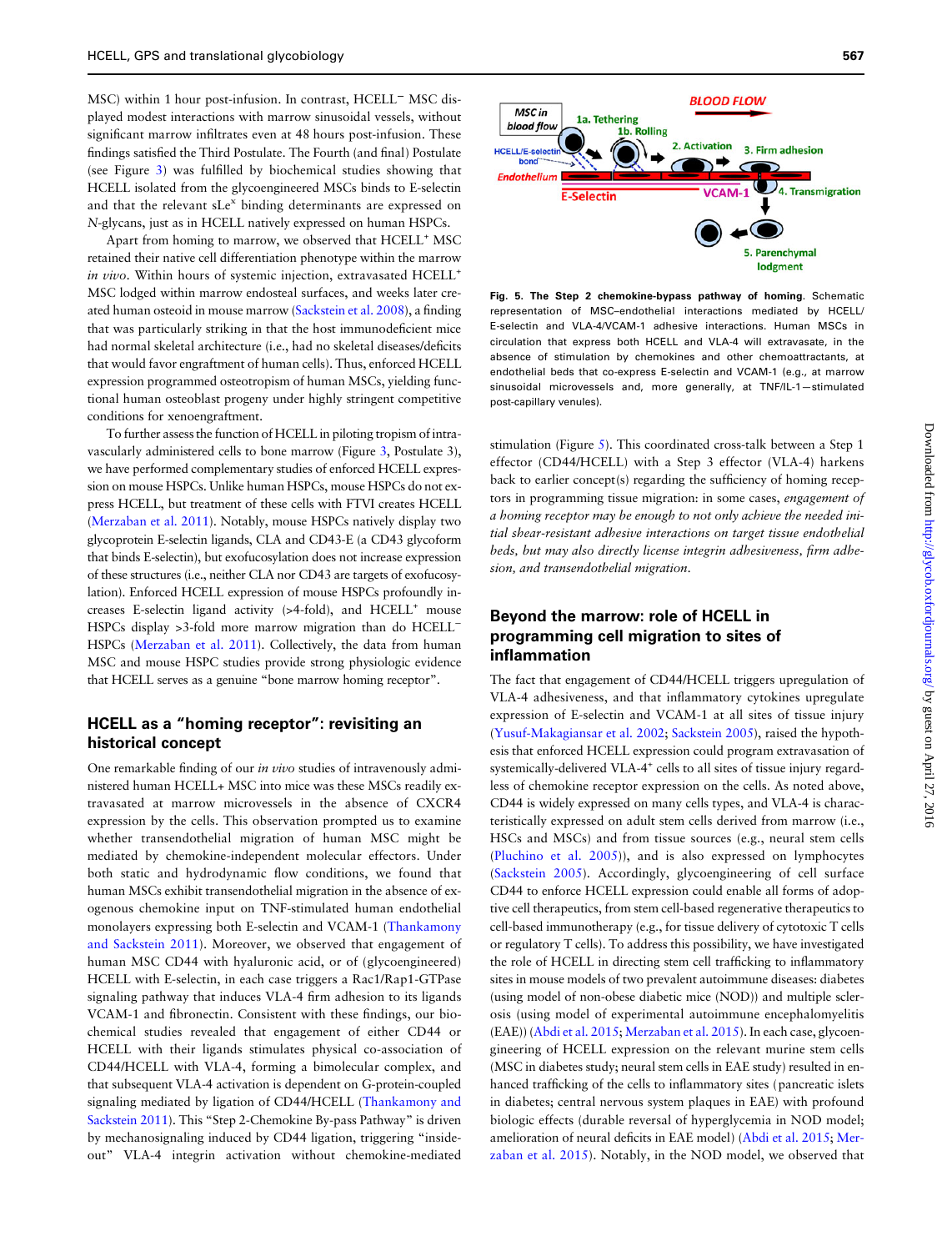MSC) within 1 hour post-infusion. In contrast, HCELL⁻ MSC displayed modest interactions with marrow sinusoidal vessels, without significant marrow infiltrates even at 48 hours post-infusion. These findings satisfied the Third Postulate. The Fourth (and final) Postulate (see Figure 3) was fulfilled by biochemical studies showing that HCELL isolated from the glycoengineered MSCs binds to E-selectin and that the relevant sLe$^x$ binding determinants are expressed on *N*-glycans, just as in HCELL natively expressed on human HSPCs.

Apart from homing to marrow, we observed that HCELL$^+$ MSC retained their native cell differentiation phenotype within the marrow *in vivo*. Within hours of systemic injection, extravasated HCELL$^+$ MSC lodged within marrow endosteal surfaces, and weeks later created human osteoid in mouse marrow (Sackstein et al. 2008), a finding that was particularly striking in that the host immunodeficient mice had normal skeletal architecture (i.e., had no skeletal diseases/deficits that would favor engraftment of human cells). Thus, enforced HCELL expression programmed osteotropism of human MSCs, yielding functional human osteoblast progeny under highly stringent competitive conditions for xenoengraftment.

To further assess the function of HCELL in piloting tropism of intravascularly administered cells to bone marrow (Figure 3, Postulate 3), we have performed complementary studies of enforced HCELL expression on mouse HSPCs. Unlike human HSPCs, mouse HSPCs do not express HCELL, but treatment of these cells with FTVI creates HCELL (Merzaban et al. 2011). Notably, mouse HSPCs natively display two glycoprotein E-selectin ligands, CLA and CD43-E (a CD43 glycoform that binds E-selectin), but exofucosylation does not increase expression of these structures (i.e., neither CLA nor CD43 are targets of exofucosylation). Enforced HCELL expression of mouse HSPCs profoundly increases E-selectin ligand activity (>4-fold), and HCELL$^+$ mouse HSPCs display >3-fold more marrow migration than do HCELL⁻ HSPCs (Merzaban et al. 2011). Collectively, the data from human MSC and mouse HSPC studies provide strong physiologic evidence that HCELL serves as a genuine "bone marrow homing receptor".

## HCELL as a "homing receptor": revisiting an historical concept

One remarkable finding of our *in vivo* studies of intravenously administered human HCELL+ MSC into mice was these MSCs readily extravasated at marrow microvessels in the absence of CXCR4 expression by the cells. This observation prompted us to examine whether transendothelial migration of human MSC might be mediated by chemokine-independent molecular effectors. Under both static and hydrodynamic flow conditions, we found that human MSCs exhibit transendothelial migration in the absence of exogenous chemokine input on TNF-stimulated human endothelial monolayers expressing both E-selectin and VCAM-1 (Thankamony and Sackstein 2011). Moreover, we observed that engagement of human MSC CD44 with hyaluronic acid, or of (glycoengineered) HCELL with E-selectin, in each case triggers a Rac1/Rap1-GTPase signaling pathway that induces VLA-4 firm adhesion to its ligands VCAM-1 and fibronectin. Consistent with these findings, our biochemical studies revealed that engagement of either CD44 or HCELL with their ligands stimulates physical co-association of CD44/HCELL with VLA-4, forming a bimolecular complex, and that subsequent VLA-4 activation is dependent on G-protein-coupled signaling mediated by ligation of CD44/HCELL (Thankamony and Sackstein 2011). This "Step 2-Chemokine By-pass Pathway" is driven by mechanosignaling induced by CD44 ligation, triggering "inside-out" VLA-4 integrin activation without chemokine-mediated stimulation (Figure 5). This coordinated cross-talk between a Step 1 effector (CD44/HCELL) with a Step 3 effector (VLA-4) harkens back to earlier concept(s) regarding the sufficiency of homing receptors in programming tissue migration: in some cases, *engagement of a homing receptor may be enough to not only achieve the needed initial shear-resistant adhesive interactions on target tissue endothelial beds, but may also directly license integrin adhesiveness, firm adhesion, and transendothelial migration.*

**Fig. 5. The Step 2 chemokine-bypass pathway of homing.** Schematic representation of MSC–endothelial interactions mediated by HCELL/E-selectin and VLA-4/VCAM-1 adhesive interactions. Human MSCs in circulation that express both HCELL and VLA-4 will extravasate, in the absence of stimulation by chemokines and other chemoattractants, at endothelial beds that co-express E-selectin and VCAM-1 (e.g., at marrow sinusoidal microvessels and, more generally, at TNF/IL-1—stimulated post-capillary venules).

## Beyond the marrow: role of HCELL in programming cell migration to sites of inflammation

The fact that engagement of CD44/HCELL triggers upregulation of VLA-4 adhesiveness, and that inflammatory cytokines upregulate expression of E-selectin and VCAM-1 at all sites of tissue injury (Yusuf-Makagiansar et al. 2002; Sackstein 2005), raised the hypothesis that enforced HCELL expression could program extravasation of systemically-delivered VLA-4$^+$ cells to all sites of tissue injury regardless of chemokine receptor expression on the cells. As noted above, CD44 is widely expressed on many cells types, and VLA-4 is characteristically expressed on adult stem cells derived from marrow (i.e., HSCs and MSCs) and from tissue sources (e.g., neural stem cells (Pluchino et al. 2005)), and is also expressed on lymphocytes (Sackstein 2005). Accordingly, glycoengineering of cell surface CD44 to enforce HCELL expression could enable all forms of adoptive cell therapeutics, from stem cell-based regenerative therapeutics to cell-based immunotherapy (e.g., for tissue delivery of cytotoxic T cells or regulatory T cells). To address this possibility, we have investigated the role of HCELL in directing stem cell trafficking to inflammatory sites in mouse models of two prevalent autoimmune diseases: diabetes (using model of non-obese diabetic mice (NOD)) and multiple sclerosis (using model of experimental autoimmune encephalomyelitis (EAE)) (Abdi et al. 2015; Merzaban et al. 2015). In each case, glycoengineering of HCELL expression on the relevant murine stem cells (MSC in diabetes study; neural stem cells in EAE study) resulted in enhanced trafficking of the cells to inflammatory sites (pancreatic islets in diabetes; central nervous system plaques in EAE) with profound biologic effects (durable reversal of hyperglycemia in NOD model; amelioration of neural deficits in EAE model) (Abdi et al. 2015; Merzaban et al. 2015). Notably, in the NOD model, we observed that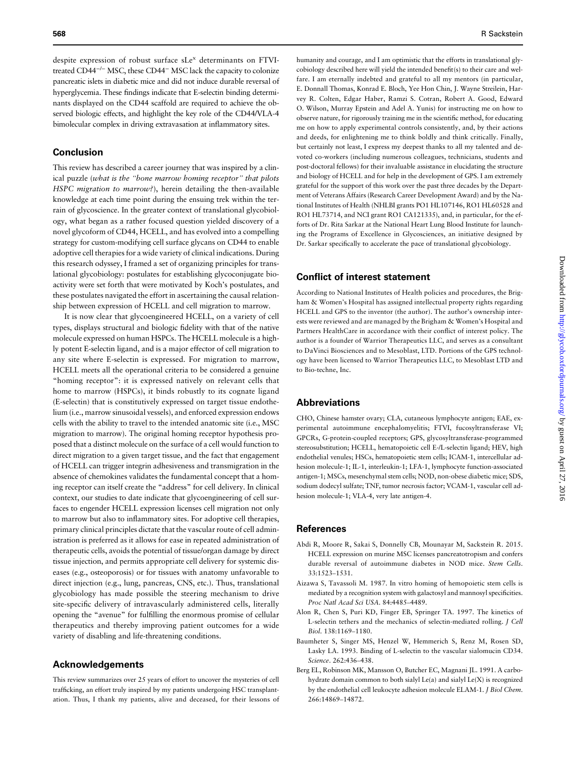despite expression of robust surface sLe$^x$ determinants on FTVI-treated CD44$^{-/-}$ MSC, these CD44$^-$ MSC lack the capacity to colonize pancreatic islets in diabetic mice and did not induce durable reversal of hyperglycemia. These findings indicate that E-selectin binding determinants displayed on the CD44 scaffold are required to achieve the observed biologic effects, and highlight the key role of the CD44/VLA-4 bimolecular complex in driving extravasation at inflammatory sites.

## Conclusion

This review has described a career journey that was inspired by a clinical puzzle (*what is the "bone marrow homing receptor" that pilots HSPC migration to marrow?*), herein detailing the then-available knowledge at each time point during the ensuing trek within the terrain of glycoscience. In the greater context of translational glycobiology, what began as a rather focused question yielded discovery of a novel glycoform of CD44, HCELL, and has evolved into a compelling strategy for custom-modifying cell surface glycans on CD44 to enable adoptive cell therapies for a wide variety of clinical indications. During this research odyssey, I framed a set of organizing principles for translational glycobiology: postulates for establishing glycoconjugate bioactivity were set forth that were motivated by Koch's postulates, and these postulates navigated the effort in ascertaining the causal relationship between expression of HCELL and cell migration to marrow.

It is now clear that glycoengineered HCELL, on a variety of cell types, displays structural and biologic fidelity with that of the native molecule expressed on human HSPCs. The HCELL molecule is a highly potent E-selectin ligand, and is a major effector of cell migration to any site where E-selectin is expressed. For migration to marrow, HCELL meets all the operational criteria to be considered a genuine "homing receptor": it is expressed natively on relevant cells that home to marrow (HSPCs), it binds robustly to its cognate ligand (E-selectin) that is constitutively expressed on target tissue endothelium (i.e., marrow sinusoidal vessels), and enforced expression endows cells with the ability to travel to the intended anatomic site (i.e., MSC migration to marrow). The original homing receptor hypothesis proposed that a distinct molecule on the surface of a cell would function to direct migration to a given target tissue, and the fact that engagement of HCELL can trigger integrin adhesiveness and transmigration in the absence of chemokines validates the fundamental concept that a homing receptor can itself create the "address" for cell delivery. In clinical context, our studies to date indicate that glycoengineering of cell surfaces to engender HCELL expression licenses cell migration not only to marrow but also to inflammatory sites. For adoptive cell therapies, primary clinical principles dictate that the vascular route of cell administration is preferred as it allows for ease in repeated administration of therapeutic cells, avoids the potential of tissue/organ damage by direct tissue injection, and permits appropriate cell delivery for systemic diseases (e.g., osteoporosis) or for tissues with anatomy unfavorable to direct injection (e.g., lung, pancreas, CNS, etc.). Thus, translational glycobiology has made possible the steering mechanism to drive site-specific delivery of intravascularly administered cells, literally opening the "avenue" for fulfilling the enormous promise of cellular therapeutics and thereby improving patient outcomes for a wide variety of disabling and life-threatening conditions.

## Acknowledgements

This review summarizes over 25 years of effort to uncover the mysteries of cell trafficking, an effort truly inspired by my patients undergoing HSC transplantation. Thus, I thank my patients, alive and deceased, for their lessons of humanity and courage, and I am optimistic that the efforts in translational glycobiology described here will yield the intended benefit(s) to their care and welfare. I am eternally indebted and grateful to all my mentors (in particular, E. Donnall Thomas, Konrad E. Bloch, Yee Hon Chin, J. Wayne Streilein, Harvey R. Colten, Edgar Haber, Ramzi S. Cotran, Robert A. Good, Edward O. Wilson, Murray Epstein and Adel A. Yunis) for instructing me on how to observe nature, for rigorously training me in the scientific method, for educating me on how to apply experimental controls consistently, and, by their actions and deeds, for enlightening me to think boldly and think critically. Finally, but certainly not least, I express my deepest thanks to all my talented and devoted co-workers (including numerous colleagues, technicians, students and post-doctoral fellows) for their invaluable assistance in elucidating the structure and biology of HCELL and for help in the development of GPS. I am extremely grateful for the support of this work over the past three decades by the Department of Veterans Affairs (Research Career Development Award) and by the National Institutes of Health (NHLBI grants PO1 HL107146, RO1 HL60528 and RO1 HL73714, and NCI grant RO1 CA121335), and, in particular, for the efforts of Dr. Rita Sarkar at the National Heart Lung Blood Institute for launching the Programs of Excellence in Glycosciences, an initiative designed by Dr. Sarkar specifically to accelerate the pace of translational glycobiology.

## Conflict of interest statement

According to National Institutes of Health policies and procedures, the Brigham & Women's Hospital has assigned intellectual property rights regarding HCELL and GPS to the inventor (the author). The author's ownership interests were reviewed and are managed by the Brigham & Women's Hospital and Partners HealthCare in accordance with their conflict of interest policy. The author is a founder of Warrior Therapeutics LLC, and serves as a consultant to DaVinci Biosciences and to Mesoblast, LTD. Portions of the GPS technology have been licensed to Warrior Therapeutics LLC, to Mesoblast LTD and to Bio-techne, Inc.

## Abbreviations

CHO, Chinese hamster ovary; CLA, cutaneous lymphocyte antigen; EAE, experimental autoimmune encephalomyelitis; FTVI, fucosyltransferase VI; GPCRs, G-protein-coupled receptors; GPS, glycosyltransferase-programmed stereosubstitution; HCELL, hematopoietic cell E-/L-selectin ligand; HEV, high endothelial venules; HSCs, hematopoietic stem cells; ICAM-1, intercellular adhesion molecule-1; IL-1, interleukin-1; LFA-1, lymphocyte function-associated antigen-1; MSCs, mesenchymal stem cells; NOD, non-obese diabetic mice; SDS, sodium dodecyl sulfate; TNF, tumor necrosis factor; VCAM-1, vascular cell adhesion molecule-1; VLA-4, very late antigen-4.

## References

Abdi R, Moore R, Sakai S, Donnelly CB, Mounayar M, Sackstein R. 2015. HCELL expression on murine MSC licenses pancreatotropism and confers durable reversal of autoimmune diabetes in NOD mice. *Stem Cells*. 33:1523–1531.

Aizawa S, Tavassoli M. 1987. In vitro homing of hemopoietic stem cells is mediated by a recognition system with galactosyl and mannosyl specificities. *Proc Natl Acad Sci USA*. 84:4485–4489.

Alon R, Chen S, Puri KD, Finger EB, Springer TA. 1997. The kinetics of L-selectin tethers and the mechanics of selectin-mediated rolling. *J Cell Biol*. 138:1169–1180.

Baumheter S, Singer MS, Henzel W, Hemmerich S, Renz M, Rosen SD, Lasky LA. 1993. Binding of L-selectin to the vascular sialomucin CD34. *Science*. 262:436–438.

Berg EL, Robinson MK, Mansson O, Butcher EC, Magnani JL. 1991. A carbohydrate domain common to both sialyl Le(a) and sialyl Le(X) is recognized by the endothelial cell leukocyte adhesion molecule ELAM-1. *J Biol Chem*. 266:14869–14872.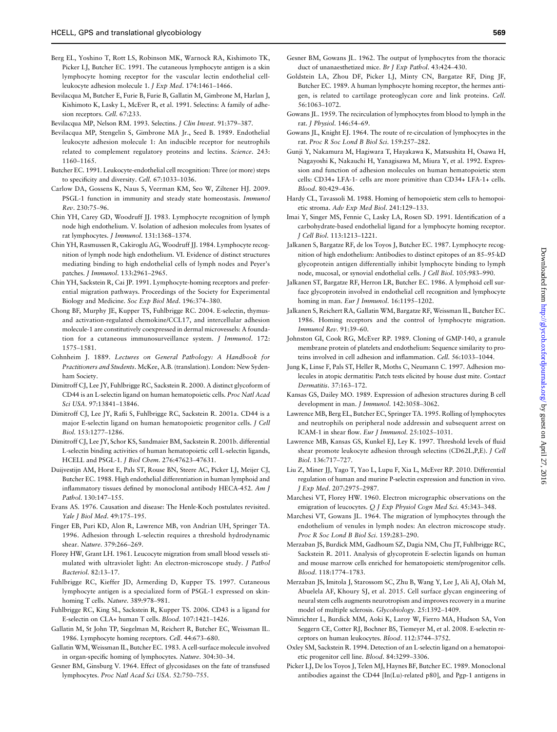Berg EL, Yoshino T, Rott LS, Robinson MK, Warnock RA, Kishimoto TK, Picker LJ, Butcher EC. 1991. The cutaneous lymphocyte antigen is a skin lymphocyte homing receptor for the vascular lectin endothelial cell-leukocyte adhesion molecule 1. *J Exp Med*. 174:1461–1466.

Bevilacqua M, Butcher E, Furie B, Furie B, Gallatin M, Gimbrone M, Harlan J, Kishimoto K, Lasky L, McEver R, et al. 1991. Selectins: A family of adhesion receptors. *Cell*. 67:233.

Bevilacqua MP, Nelson RM. 1993. Selectins. *J Clin Invest*. 91:379–387.

Bevilacqua MP, Stengelin S, Gimbrone MA Jr., Seed B. 1989. Endothelial leukocyte adhesion molecule 1: An inducible receptor for neutrophils related to complement regulatory proteins and lectins. *Science*. 243: 1160–1165.

Butcher EC. 1991. Leukocyte-endothelial cell recognition: Three (or more) steps to specificity and diversity. *Cell*. 67:1033–1036.

Carlow DA, Gossens K, Naus S, Veerman KM, Seo W, Ziltener HJ. 2009. PSGL-1 function in immunity and steady state homeostasis. *Immunol Rev*. 230:75–96.

Chin YH, Carey GD, Woodruff JJ. 1983. Lymphocyte recognition of lymph node high endothelium. V. Isolation of adhesion molecules from lysates of rat lymphocytes. *J Immunol*. 131:1368–1374.

Chin YH, Rasmussen R, Cakiroglu AG, Woodruff JJ. 1984. Lymphocyte recognition of lymph node high endothelium. VI. Evidence of distinct structures mediating binding to high endothelial cells of lymph nodes and Peyer's patches. *J Immunol*. 133:2961–2965.

Chin YH, Sackstein R, Cai JP. 1991. Lymphocyte-homing receptors and preferential migration pathways. Proceedings of the Society for Experimental Biology and Medicine. *Soc Exp Biol Med*. 196:374–380.

Chong BF, Murphy JE, Kupper TS, Fuhlbrigge RC. 2004. E-selectin, thymus- and activation-regulated chemokine/CCL17, and intercellular adhesion molecule-1 are constitutively coexpressed in dermal microvessels: A foundation for a cutaneous immunosurveillance system. *J Immunol*. 172: 1575–1581.

Cohnheim J. 1889. *Lectures on General Pathology: A Handbook for Practitioners and Students*. McKee, A.B. (translation). London: New Sydenham Society.

Dimitroff CJ, Lee JY, Fuhlbrigge RC, Sackstein R. 2000. A distinct glycoform of CD44 is an L-selectin ligand on human hematopoietic cells. *Proc Natl Acad Sci USA*. 97:13841–13846.

Dimitroff CJ, Lee JY, Rafii S, Fuhlbrigge RC, Sackstein R. 2001a. CD44 is a major E-selectin ligand on human hematopoietic progenitor cells. *J Cell Biol*. 153:1277–1286.

Dimitroff CJ, Lee JY, Schor KS, Sandmaier BM, Sackstein R. 2001b. differential L-selectin binding activities of human hematopoietic cell L-selectin ligands, HCELL and PSGL-1. *J Biol Chem*. 276:47623–47631.

Duijvestijn AM, Horst E, Pals ST, Rouse BN, Steere AC, Picker LJ, Meijer CJ, Butcher EC. 1988. High endothelial differentiation in human lymphoid and inflammatory tissues defined by monoclonal antibody HECA-452. *Am J Pathol*. 130:147–155.

Evans AS. 1976. Causation and disease: The Henle-Koch postulates revisited. *Yale J Biol Med*. 49:175–195.

Finger EB, Puri KD, Alon R, Lawrence MB, von Andrian UH, Springer TA. 1996. Adhesion through L-selectin requires a threshold hydrodynamic shear. *Nature*. 379:266–269.

Florey HW, Grant LH. 1961. Leucocyte migration from small blood vessels stimulated with ultraviolet light: An electron-microscope study. *J Pathol Bacteriol*. 82:13–17.

Fuhlbrigge RC, Kieffer JD, Armerding D, Kupper TS. 1997. Cutaneous lymphocyte antigen is a specialized form of PSGL-1 expressed on skin-homing T cells. *Nature*. 389:978–981.

Fuhlbrigge RC, King SL, Sackstein R, Kupper TS. 2006. CD43 is a ligand for E-selectin on CLA+ human T cells. *Blood*. 107:1421–1426.

Gallatin M, St John TP, Siegelman M, Reichert R, Butcher EC, Weissman IL. 1986. Lymphocyte homing receptors. *Cell*. 44:673–680.

Gallatin WM, Weissman IL, Butcher EC. 1983. A cell-surface molecule involved in organ-specific homing of lymphocytes. *Nature*. 304:30–34.

Gesner BM, Ginsburg V. 1964. Effect of glycosidases on the fate of transfused lymphocytes. *Proc Natl Acad Sci USA*. 52:750–755.

Gesner BM, Gowans JL. 1962. The output of lymphocytes from the thoracic duct of unanaesthetized mice. *Br J Exp Pathol*. 43:424–430.

Goldstein LA, Zhou DF, Picker LJ, Minty CN, Bargatze RF, Ding JF, Butcher EC. 1989. A human lymphocyte homing receptor, the hermes antigen, is related to cartilage proteoglycan core and link proteins. *Cell*. 56:1063–1072.

Gowans JL. 1959. The recirculation of lymphocytes from blood to lymph in the rat. *J Physiol*. 146:54–69.

Gowans JL, Knight EJ. 1964. The route of re-circulation of lymphocytes in the rat. *Proc R Soc Lond B Biol Sci*. 159:257–282.

Gunji Y, Nakamura M, Hagiwara T, Hayakawa K, Matsushita H, Osawa H, Nagayoshi K, Nakauchi H, Yanagisawa M, Miura Y, et al. 1992. Expression and function of adhesion molecules on human hematopoietic stem cells: CD34+ LFA-1- cells are more primitive than CD34+ LFA-1+ cells. *Blood*. 80:429–436.

Hardy CL, Tavassoli M. 1988. Homing of hemopoietic stem cells to hemopoietic stroma. *Adv Exp Med Biol*. 241:129–133.

Imai Y, Singer MS, Fennie C, Lasky LA, Rosen SD. 1991. Identification of a carbohydrate-based endothelial ligand for a lymphocyte homing receptor. *J Cell Biol*. 113:1213–1221.

Jalkanen S, Bargatze RF, de los Toyos J, Butcher EC. 1987. Lymphocyte recognition of high endothelium: Antibodies to distinct epitopes of an 85–95-kD glycoprotein antigen differentially inhibit lymphocyte binding to lymph node, mucosal, or synovial endothelial cells. *J Cell Biol*. 105:983–990.

Jalkanen ST, Bargatze RF, Herron LR, Butcher EC. 1986. A lymphoid cell surface glycoprotein involved in endothelial cell recognition and lymphocyte homing in man. *Eur J Immunol*. 16:1195–1202.

Jalkanen S, Reichert RA, Gallatin WM, Bargatze RF, Weissman IL, Butcher EC. 1986. Homing receptors and the control of lymphocyte migration. *Immunol Rev*. 91:39–60.

Johnston GI, Cook RG, McEver RP. 1989. Cloning of GMP-140, a granule membrane protein of platelets and endothelium: Sequence similarity to proteins involved in cell adhesion and inflammation. *Cell*. 56:1033–1044.

Jung K, Linse F, Pals ST, Heller R, Moths C, Neumann C. 1997. Adhesion molecules in atopic dermatitis: Patch tests elicited by house dust mite. *Contact Dermatitis*. 37:163–172.

Kansas GS, Dailey MO. 1989. Expression of adhesion structures during B cell development in man. *J Immunol*. 142:3058–3062.

Lawrence MB, Berg EL, Butcher EC, Springer TA. 1995. Rolling of lymphocytes and neutrophils on peripheral node addressin and subsequent arrest on ICAM-1 in shear flow. *Eur J Immunol*. 25:1025–1031.

Lawrence MB, Kansas GS, Kunkel EJ, Ley K. 1997. Threshold levels of fluid shear promote leukocyte adhesion through selectins (CD62L,P,E). *J Cell Biol*. 136:717–727.

Liu Z, Miner JJ, Yago T, Yao L, Lupu F, Xia L, McEver RP. 2010. Differential regulation of human and murine P-selectin expression and function in vivo. *J Exp Med*. 207:2975–2987.

Marchesi VT, Florey HW. 1960. Electron micrographic observations on the emigration of leucocytes. *Q J Exp Physiol Cogn Med Sci*. 45:343–348.

Marchesi VT, Gowans JL. 1964. The migration of lymphocytes through the endothelium of venules in lymph nodes: An electron microscope study. *Proc R Soc Lond B Biol Sci*. 159:283–290.

Merzaban JS, Burdick MM, Gadhoum SZ, Dagia NM, Chu JT, Fuhlbrigge RC, Sackstein R. 2011. Analysis of glycoprotein E-selectin ligands on human and mouse marrow cells enriched for hematopoietic stem/progenitor cells. *Blood*. 118:1774–1783.

Merzaban JS, Imitola J, Starossom SC, Zhu B, Wang Y, Lee J, Ali AJ, Olah M, Abuelela AF, Khoury SJ, et al. 2015. Cell surface glycan engineering of neural stem cells augments neurotropism and improves recovery in a murine model of multiple sclerosis. *Glycobiology*. 25:1392–1409.

Nimrichter L, Burdick MM, Aoki K, Laroy W, Fierro MA, Hudson SA, Von Seggern CE, Cotter RJ, Bochner BS, Tiemeyer M, et al. 2008. E-selectin receptors on human leukocytes. *Blood*. 112:3744–3752.

Oxley SM, Sackstein R. 1994. Detection of an L-selectin ligand on a hematopoietic progenitor cell line. *Blood*. 84:3299–3306.

Picker LJ, De los Toyos J, Telen MJ, Haynes BF, Butcher EC. 1989. Monoclonal antibodies against the CD44 [In(Lu)-related p80], and Pgp-1 antigens in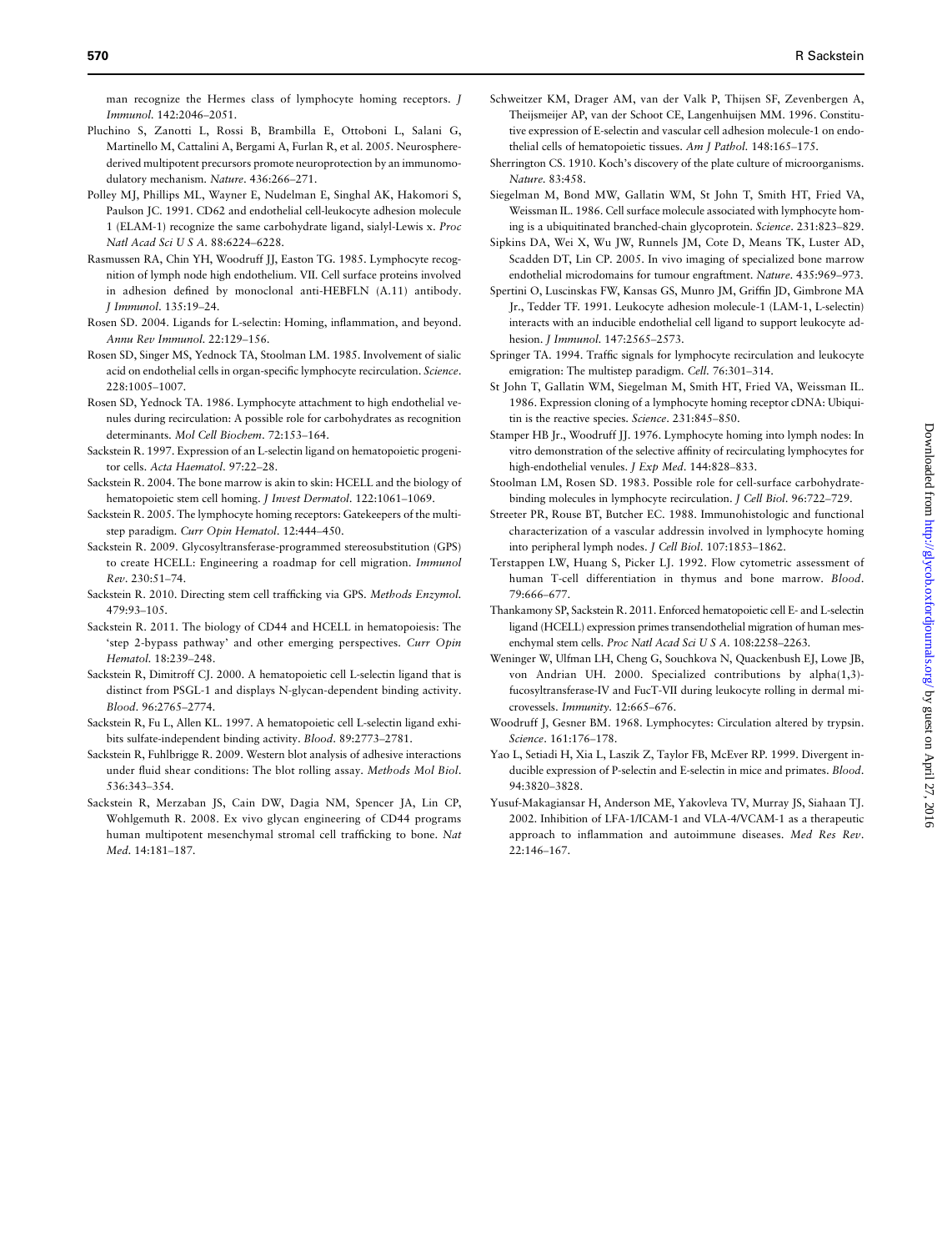man recognize the Hermes class of lymphocyte homing receptors. *J Immunol*. 142:2046–2051.

Pluchino S, Zanotti L, Rossi B, Brambilla E, Ottoboni L, Salani G, Martinello M, Cattalini A, Bergami A, Furlan R, et al. 2005. Neurosphere-derived multipotent precursors promote neuroprotection by an immunomodulatory mechanism. *Nature*. 436:266–271.

Polley MJ, Phillips ML, Wayner E, Nudelman E, Singhal AK, Hakomori S, Paulson JC. 1991. CD62 and endothelial cell-leukocyte adhesion molecule 1 (ELAM-1) recognize the same carbohydrate ligand, sialyl-Lewis x. *Proc Natl Acad Sci U S A*. 88:6224–6228.

Rasmussen RA, Chin YH, Woodruff JJ, Easton TG. 1985. Lymphocyte recognition of lymph node high endothelium. VII. Cell surface proteins involved in adhesion defined by monoclonal anti-HEBFLN (A.11) antibody. *J Immunol*. 135:19–24.

Rosen SD. 2004. Ligands for L-selectin: Homing, inflammation, and beyond. *Annu Rev Immunol*. 22:129–156.

Rosen SD, Singer MS, Yednock TA, Stoolman LM. 1985. Involvement of sialic acid on endothelial cells in organ-specific lymphocyte recirculation. *Science*. 228:1005–1007.

Rosen SD, Yednock TA. 1986. Lymphocyte attachment to high endothelial venules during recirculation: A possible role for carbohydrates as recognition determinants. *Mol Cell Biochem*. 72:153–164.

Sackstein R. 1997. Expression of an L-selectin ligand on hematopoietic progenitor cells. *Acta Haematol*. 97:22–28.

Sackstein R. 2004. The bone marrow is akin to skin: HCELL and the biology of hematopoietic stem cell homing. *J Invest Dermatol*. 122:1061–1069.

Sackstein R. 2005. The lymphocyte homing receptors: Gatekeepers of the multistep paradigm. *Curr Opin Hematol*. 12:444–450.

Sackstein R. 2009. Glycosyltransferase-programmed stereosubstitution (GPS) to create HCELL: Engineering a roadmap for cell migration. *Immunol Rev*. 230:51–74.

Sackstein R. 2010. Directing stem cell trafficking via GPS. *Methods Enzymol*. 479:93–105.

Sackstein R. 2011. The biology of CD44 and HCELL in hematopoiesis: The 'step 2-bypass pathway' and other emerging perspectives. *Curr Opin Hematol*. 18:239–248.

Sackstein R, Dimitroff CJ. 2000. A hematopoietic cell L-selectin ligand that is distinct from PSGL-1 and displays N-glycan-dependent binding activity. *Blood*. 96:2765–2774.

Sackstein R, Fu L, Allen KL. 1997. A hematopoietic cell L-selectin ligand exhibits sulfate-independent binding activity. *Blood*. 89:2773–2781.

Sackstein R, Fuhlbrigge R. 2009. Western blot analysis of adhesive interactions under fluid shear conditions: The blot rolling assay. *Methods Mol Biol*. 536:343–354.

Sackstein R, Merzaban JS, Cain DW, Dagia NM, Spencer JA, Lin CP, Wohlgemuth R. 2008. Ex vivo glycan engineering of CD44 programs human multipotent mesenchymal stromal cell trafficking to bone. *Nat Med*. 14:181–187.

Schweitzer KM, Drager AM, van der Valk P, Thijsen SF, Zevenbergen A, Theijsmeijer AP, van der Schoot CE, Langenhuijsen MM. 1996. Constitutive expression of E-selectin and vascular cell adhesion molecule-1 on endothelial cells of hematopoietic tissues. *Am J Pathol*. 148:165–175.

Sherrington CS. 1910. Koch's discovery of the plate culture of microorganisms. *Nature*. 83:458.

Siegelman M, Bond MW, Gallatin WM, St John T, Smith HT, Fried VA, Weissman IL. 1986. Cell surface molecule associated with lymphocyte homing is a ubiquitinated branched-chain glycoprotein. *Science*. 231:823–829.

Sipkins DA, Wei X, Wu JW, Runnels JM, Cote D, Means TK, Luster AD, Scadden DT, Lin CP. 2005. In vivo imaging of specialized bone marrow endothelial microdomains for tumour engraftment. *Nature*. 435:969–973.

Spertini O, Luscinskas FW, Kansas GS, Munro JM, Griffin JD, Gimbrone MA Jr., Tedder TF. 1991. Leukocyte adhesion molecule-1 (LAM-1, L-selectin) interacts with an inducible endothelial cell ligand to support leukocyte adhesion. *J Immunol*. 147:2565–2573.

Springer TA. 1994. Traffic signals for lymphocyte recirculation and leukocyte emigration: The multistep paradigm. *Cell*. 76:301–314.

St John T, Gallatin WM, Siegelman M, Smith HT, Fried VA, Weissman IL. 1986. Expression cloning of a lymphocyte homing receptor cDNA: Ubiquitin is the reactive species. *Science*. 231:845–850.

Stamper HB Jr., Woodruff JJ. 1976. Lymphocyte homing into lymph nodes: In vitro demonstration of the selective affinity of recirculating lymphocytes for high-endothelial venules. *J Exp Med*. 144:828–833.

Stoolman LM, Rosen SD. 1983. Possible role for cell-surface carbohydrate-binding molecules in lymphocyte recirculation. *J Cell Biol*. 96:722–729.

Streeter PR, Rouse BT, Butcher EC. 1988. Immunohistologic and functional characterization of a vascular addressin involved in lymphocyte homing into peripheral lymph nodes. *J Cell Biol*. 107:1853–1862.

Terstappen LW, Huang S, Picker LJ. 1992. Flow cytometric assessment of human T-cell differentiation in thymus and bone marrow. *Blood*. 79:666–677.

Thankamony SP, Sackstein R. 2011. Enforced hematopoietic cell E- and L-selectin ligand (HCELL) expression primes transendothelial migration of human mesenchymal stem cells. *Proc Natl Acad Sci U S A*. 108:2258–2263.

Weninger W, Ulfman LH, Cheng G, Souchkova N, Quackenbush EJ, Lowe JB, von Andrian UH. 2000. Specialized contributions by alpha(1,3)-fucosyltransferase-IV and FucT-VII during leukocyte rolling in dermal microvessels. *Immunity*. 12:665–676.

Woodruff J, Gesner BM. 1968. Lymphocytes: Circulation altered by trypsin. *Science*. 161:176–178.

Yao L, Setiadi H, Xia L, Laszik Z, Taylor FB, McEver RP. 1999. Divergent inducible expression of P-selectin and E-selectin in mice and primates. *Blood*. 94:3820–3828.

Yusuf-Makagiansar H, Anderson ME, Yakovleva TV, Murray JS, Siahaan TJ. 2002. Inhibition of LFA-1/ICAM-1 and VLA-4/VCAM-1 as a therapeutic approach to inflammation and autoimmune diseases. *Med Res Rev*. 22:146–167.